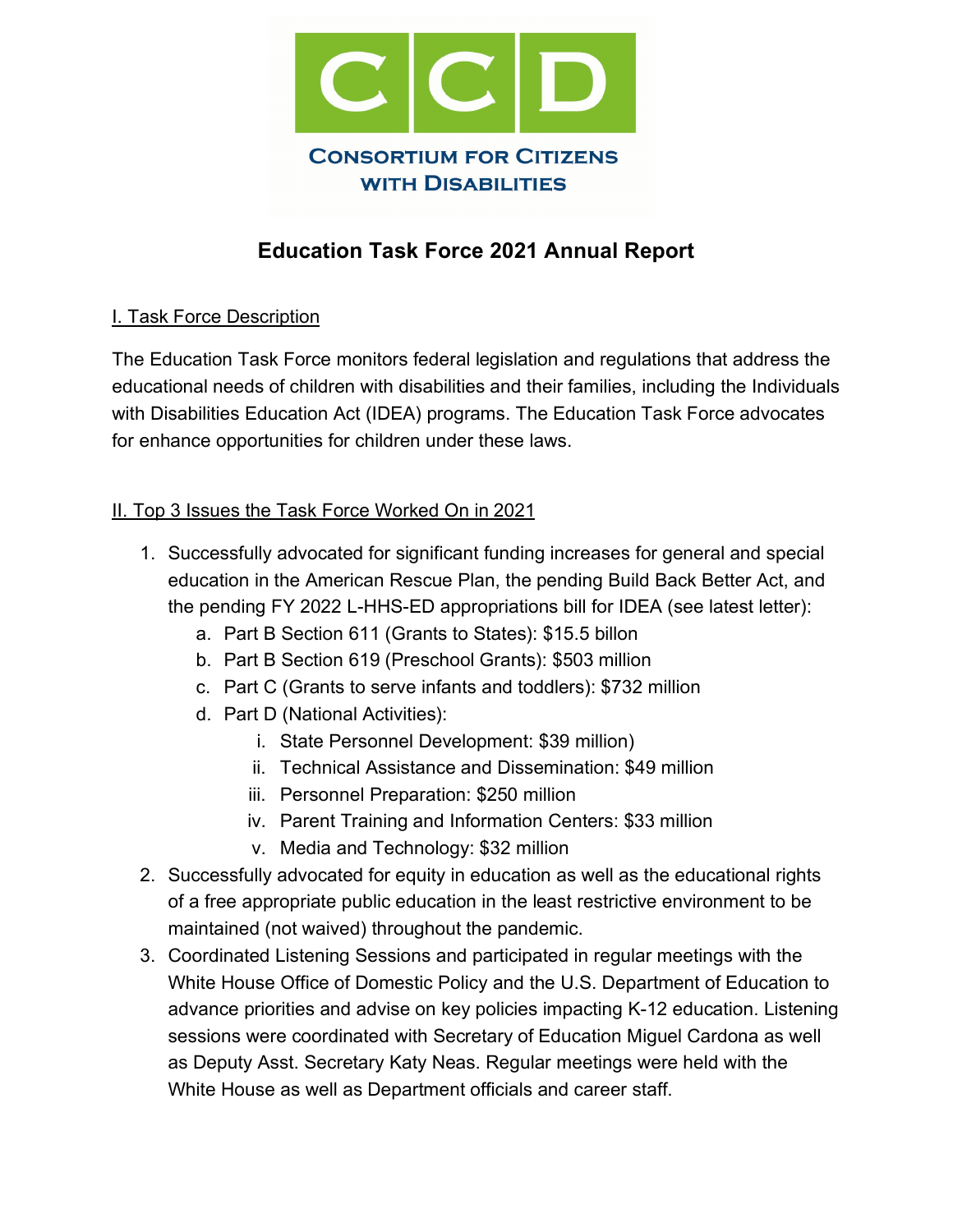CCD

CONSORTIUM FOR CITIZENS WITH DISABILITIES

# Education Task Force 2021 Annual Report

## I. Task Force Description

The Education Task Force monitors federal legislation and regulations that address the educational needs of children with disabilities and their families, including the Individuals with Disabilities Education Act (IDEA) programs. The Education Task Force advocates for enhance opportunities for children under these laws.

## II. Top 3 Issues the Task Force Worked On in 2021

1. Successfully advocated for significant funding increases for general and special education in the American Rescue Plan, the pending Build Back Better Act, and the pending FY 2022 L-HHS-ED appropriations bill for IDEA (see latest letter):
   a. Part B Section 611 (Grants to States): $15.5 billon
   b. Part B Section 619 (Preschool Grants): $503 million
   c. Part C (Grants to serve infants and toddlers): $732 million
   d. Part D (National Activities):
      i. State Personnel Development: $39 million)
      ii. Technical Assistance and Dissemination: $49 million
      iii. Personnel Preparation: $250 million
      iv. Parent Training and Information Centers: $33 million
      v. Media and Technology: $32 million
2. Successfully advocated for equity in education as well as the educational rights of a free appropriate public education in the least restrictive environment to be maintained (not waived) throughout the pandemic.
3. Coordinated Listening Sessions and participated in regular meetings with the White House Office of Domestic Policy and the U.S. Department of Education to advance priorities and advise on key policies impacting K-12 education. Listening sessions were coordinated with Secretary of Education Miguel Cardona as well as Deputy Asst. Secretary Katy Neas. Regular meetings were held with the White House as well as Department officials and career staff.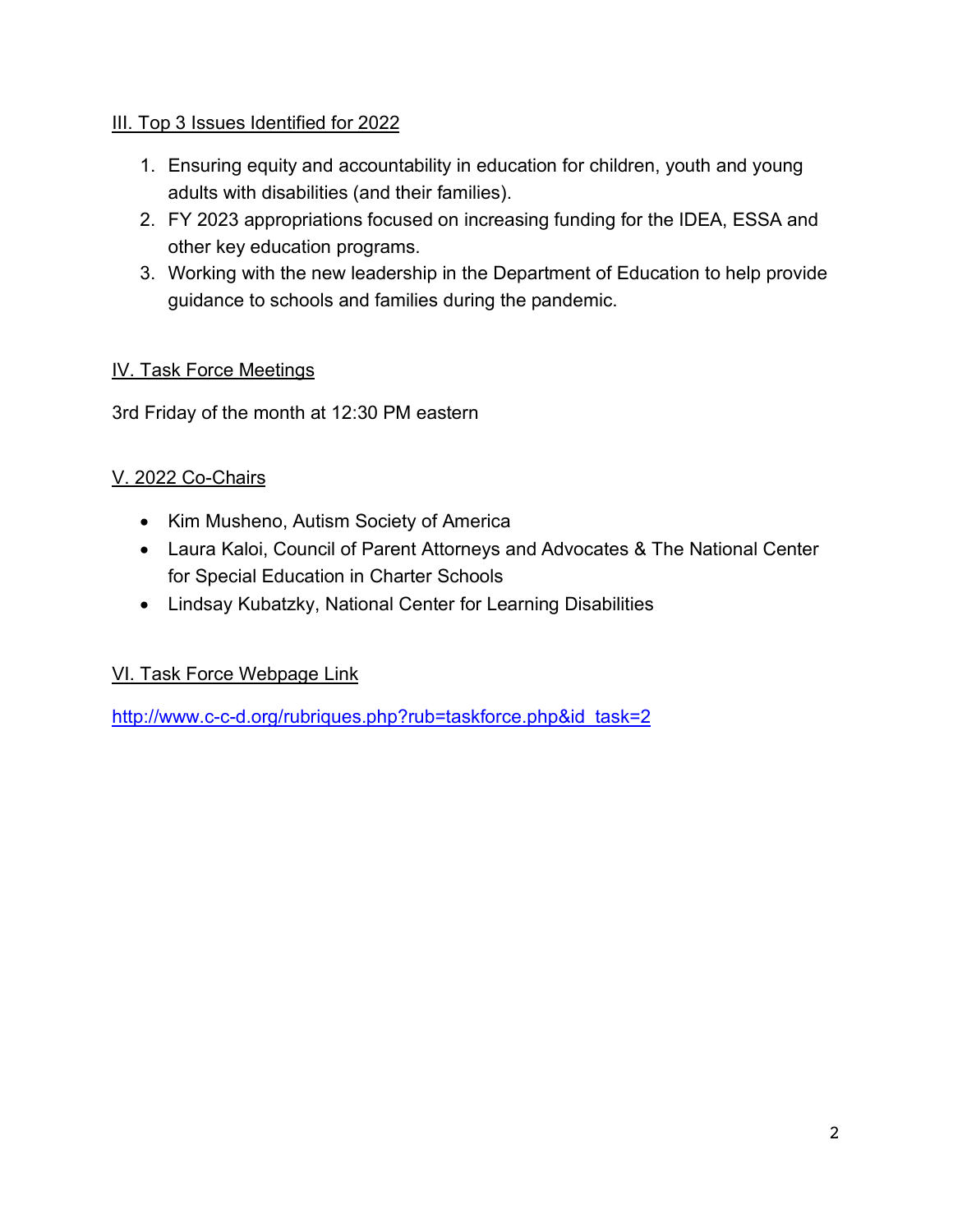## III. Top 3 Issues Identified for 2022

1. Ensuring equity and accountability in education for children, youth and young adults with disabilities (and their families).
2. FY 2023 appropriations focused on increasing funding for the IDEA, ESSA and other key education programs.
3. Working with the new leadership in the Department of Education to help provide guidance to schools and families during the pandemic.

## IV. Task Force Meetings

3rd Friday of the month at 12:30 PM eastern

## V. 2022 Co-Chairs

- Kim Musheno, Autism Society of America
- Laura Kaloi, Council of Parent Attorneys and Advocates & The National Center for Special Education in Charter Schools
- Lindsay Kubatzky, National Center for Learning Disabilities

## VI. Task Force Webpage Link

http://www.c-c-d.org/rubriques.php?rub=taskforce.php&id_task=2